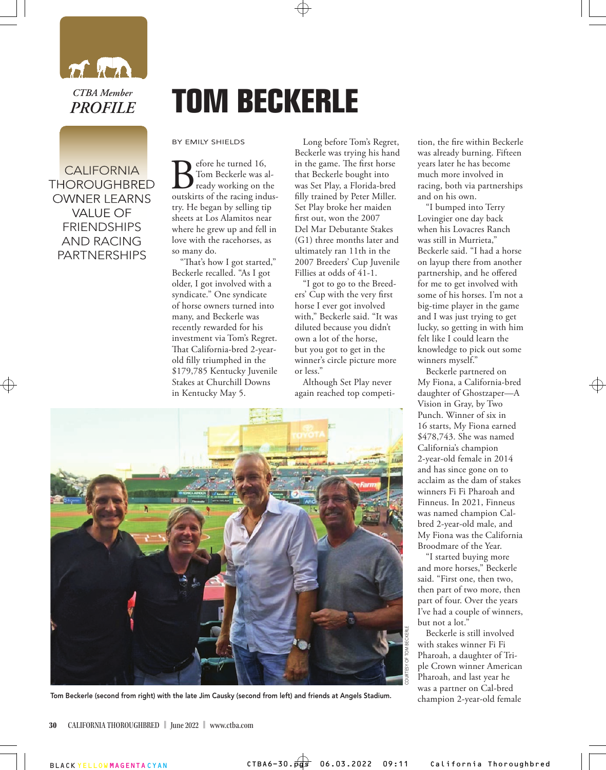*CTBA Member*
*PROFILE*

# TOM BECKERLE

## CALIFORNIA THOROUGHBRED OWNER LEARNS VALUE OF FRIENDSHIPS AND RACING PARTNERSHIPS

BY EMILY SHIELDS

Before he turned 16, Tom Beckerle was already working on the outskirts of the racing industry. He began by selling tip sheets at Los Alamitos near where he grew up and fell in love with the racehorses, as so many do.

"That's how I got started," Beckerle recalled. "As I got older, I got involved with a syndicate." One syndicate of horse owners turned into many, and Beckerle was recently rewarded for his investment via Tom's Regret. That California-bred 2-year-old filly triumphed in the $179,785 Kentucky Juvenile Stakes at Churchill Downs in Kentucky May 5.

Long before Tom's Regret, Beckerle was trying his hand in the game. The first horse that Beckerle bought into was Set Play, a Florida-bred filly trained by Peter Miller. Set Play broke her maiden first out, won the 2007 Del Mar Debutante Stakes (G1) three months later and ultimately ran 11th in the 2007 Breeders' Cup Juvenile Fillies at odds of 41-1.

"I got to go to the Breeders' Cup with the very first horse I ever got involved with," Beckerle said. "It was diluted because you didn't own a lot of the horse, but you got to get in the winner's circle picture more or less."

Although Set Play never again reached top competition, the fire within Beckerle was already burning. Fifteen years later he has become much more involved in racing, both via partnerships and on his own.

"I bumped into Terry Lovingier one day back when his Lovacres Ranch was still in Murrieta," Beckerle said. "I had a horse on layup there from another partnership, and he offered for me to get involved with some of his horses. I'm not a big-time player in the game and I was just trying to get lucky, so getting in with him felt like I could learn the knowledge to pick out some winners myself."

Beckerle partnered on My Fiona, a California-bred daughter of Ghostzapper—A Vision in Gray, by Two Punch. Winner of six in 16 starts, My Fiona earned $478,743. She was named California's champion 2-year-old female in 2014 and has since gone on to acclaim as the dam of stakes winners Fi Fi Pharoah and Finneus. In 2021, Finneus was named champion Cal-bred 2-year-old male, and My Fiona was the California Broodmare of the Year.

"I started buying more and more horses," Beckerle said. "First one, then two, then part of two more, then part of four. Over the years I've had a couple of winners, but not a lot."

Beckerle is still involved with stakes winner Fi Fi Pharoah, a daughter of Triple Crown winner American Pharoah, and last year he was a partner on Cal-bred champion 2-year-old female

COURTESY OF TOM BECKERLE

Tom Beckerle (second from right) with the late Jim Causky (second from left) and friends at Angels Stadium.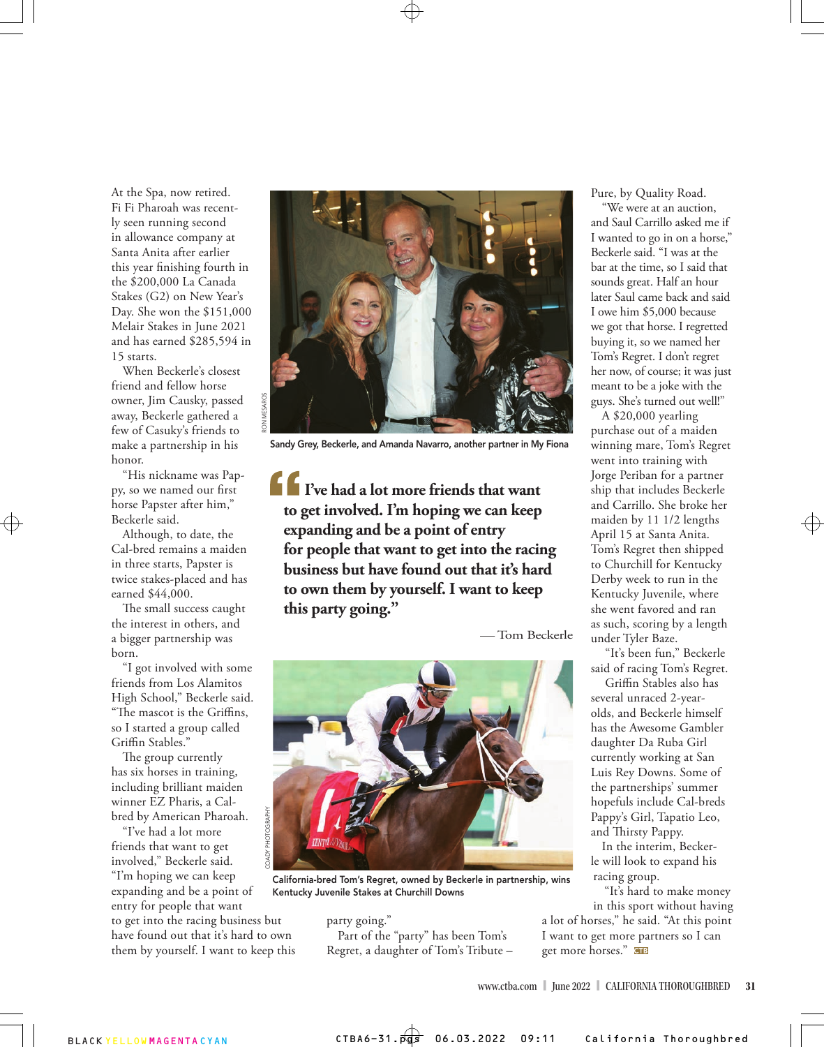At the Spa, now retired. Fi Fi Pharoah was recently seen running second in allowance company at Santa Anita after earlier this year finishing fourth in the $200,000 La Canada Stakes (G2) on New Year's Day. She won the $151,000 Melair Stakes in June 2021 and has earned $285,594 in 15 starts.

When Beckerle's closest friend and fellow horse owner, Jim Causky, passed away, Beckerle gathered a few of Casuky's friends to make a partnership in his honor.

"His nickname was Pappy, so we named our first horse Papster after him," Beckerle said.

Although, to date, the Cal-bred remains a maiden in three starts, Papster is twice stakes-placed and has earned $44,000.

The small success caught the interest in others, and a bigger partnership was born.

"I got involved with some friends from Los Alamitos High School," Beckerle said. "The mascot is the Griffins, so I started a group called Griffin Stables."

The group currently has six horses in training, including brilliant maiden winner EZ Pharis, a Cal-bred by American Pharoah.

"I've had a lot more friends that want to get involved," Beckerle said. "I'm hoping we can keep expanding and be a point of entry for people that want to get into the racing business but have found out that it's hard to own them by yourself. I want to keep this party going."

Sandy Grey, Beckerle, and Amanda Navarro, another partner in My Fiona

> **"I've had a lot more friends that want to get involved. I'm hoping we can keep expanding and be a point of entry for people that want to get into the racing business but have found out that it's hard to own them by yourself. I want to keep this party going."**
>
> — Tom Beckerle

California-bred Tom's Regret, owned by Beckerle in partnership, wins Kentucky Juvenile Stakes at Churchill Downs

Part of the "party" has been Tom's Regret, a daughter of Tom's Tribute – Pure, by Quality Road.

"We were at an auction, and Saul Carrillo asked me if I wanted to go in on a horse," Beckerle said. "I was at the bar at the time, so I said that sounds great. Half an hour later Saul came back and said I owe him $5,000 because we got that horse. I regretted buying it, so we named her Tom's Regret. I don't regret her now, of course; it was just meant to be a joke with the guys. She's turned out well!"

A $20,000 yearling purchase out of a maiden winning mare, Tom's Regret went into training with Jorge Periban for a partnership that includes Beckerle and Carrillo. She broke her maiden by 11 1/2 lengths April 15 at Santa Anita. Tom's Regret then shipped to Churchill for Kentucky Derby week to run in the Kentucky Juvenile, where she went favored and ran as such, scoring by a length under Tyler Baze.

"It's been fun," Beckerle said of racing Tom's Regret.

Griffin Stables also has several unraced 2-year-olds, and Beckerle himself has the Awesome Gambler daughter Da Ruba Girl currently working at San Luis Rey Downs. Some of the partnerships' summer hopefuls include Cal-breds Pappy's Girl, Tapatio Leo, and Thirsty Pappy.

In the interim, Beckerle will look to expand his racing group.

"It's hard to make money in this sport without having a lot of horses," he said. "At this point I want to get more partners so I can get more horses." CTB